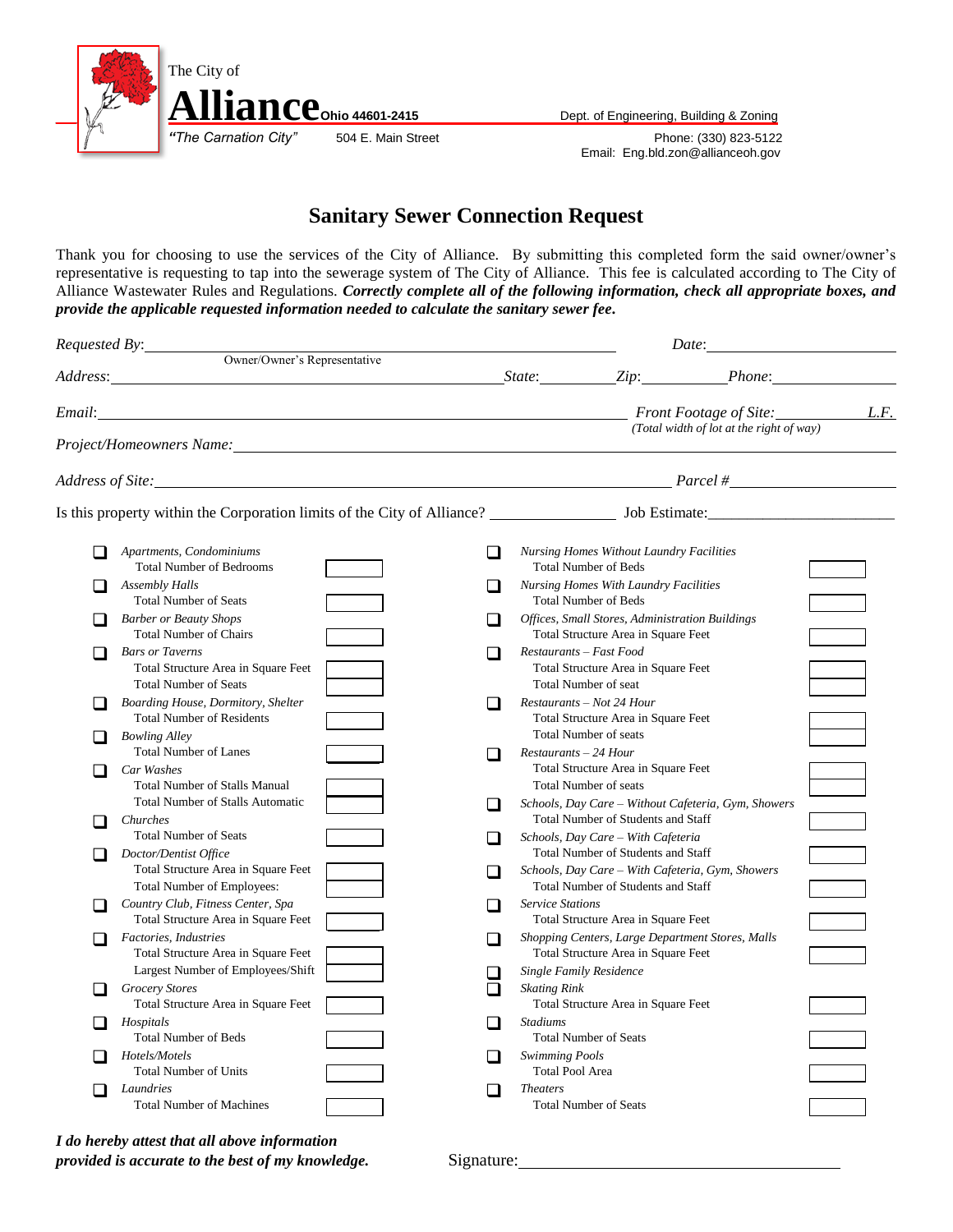The City of

**Alliance** Ohio 44601-2415

*"The Carnation City"* 504 E. Main Street

Dept. of Engineering, Building & Zoning

Phone: (330) 823-5122

Email: Eng.bld.zon@allianceoh.gov

# Sanitary Sewer Connection Request

Thank you for choosing to use the services of the City of Alliance. By submitting this completed form the said owner/owner's representative is requesting to tap into the sewerage system of The City of Alliance. This fee is calculated according to The City of Alliance Wastewater Rules and Regulations. ***Correctly complete all of the following information, check all appropriate boxes, and provide the applicable requested information needed to calculate the sanitary sewer fee.***

*Requested By*: ______________________________ *Date*: ____________________

Owner/Owner's Representative

*Address*: ______________________________ *State*: __________ *Zip*: __________ *Phone*: __________

*Email*: ______________________________ *Front Footage of Site*: __________ *L.F.*

*(Total width of lot at the right of way)*

*Project/Homeowners Name*: ______________________________

*Address of Site*: ______________________________ *Parcel #* __________

Is this property within the Corporation limits of the City of Alliance? __________ Job Estimate: __________

- ❑ *Apartments, Condominiums*
  - Total Number of Bedrooms ______
- ❑ *Assembly Halls*
  - Total Number of Seats ______
- ❑ *Barber or Beauty Shops*
  - Total Number of Chairs ______
- ❑ *Bars or Taverns*
  - Total Structure Area in Square Feet ______
  - Total Number of Seats ______
- ❑ *Boarding House, Dormitory, Shelter*
  - Total Number of Residents ______
- ❑ *Bowling Alley*
  - Total Number of Lanes ______
- ❑ *Car Washes*
  - Total Number of Stalls Manual ______
  - Total Number of Stalls Automatic ______
- ❑ *Churches*
  - Total Number of Seats ______
- ❑ *Doctor/Dentist Office*
  - Total Structure Area in Square Feet ______
  - Total Number of Employees: ______
- ❑ *Country Club, Fitness Center, Spa*
  - Total Structure Area in Square Feet ______
- ❑ *Factories, Industries*
  - Total Structure Area in Square Feet ______
  - Largest Number of Employees/Shift ______
- ❑ *Grocery Stores*
  - Total Structure Area in Square Feet ______
- ❑ *Hospitals*
  - Total Number of Beds ______
- ❑ *Hotels/Motels*
  - Total Number of Units ______
- ❑ *Laundries*
  - Total Number of Machines ______
- ❑ *Nursing Homes Without Laundry Facilities*
  - Total Number of Beds ______
- ❑ *Nursing Homes With Laundry Facilities*
  - Total Number of Beds ______
- ❑ *Offices, Small Stores, Administration Buildings*
  - Total Structure Area in Square Feet ______
- ❑ *Restaurants – Fast Food*
  - Total Structure Area in Square Feet ______
  - Total Number of seat ______
- ❑ *Restaurants – Not 24 Hour*
  - Total Structure Area in Square Feet ______
  - Total Number of seats ______
- ❑ *Restaurants – 24 Hour*
  - Total Structure Area in Square Feet ______
  - Total Number of seats ______
- ❑ *Schools, Day Care – Without Cafeteria, Gym, Showers*
  - Total Number of Students and Staff ______
- ❑ *Schools, Day Care – With Cafeteria*
  - Total Number of Students and Staff ______
- ❑ *Schools, Day Care – With Cafeteria, Gym, Showers*
  - Total Number of Students and Staff ______
- ❑ *Service Stations*
  - Total Structure Area in Square Feet ______
- ❑ *Shopping Centers, Large Department Stores, Malls*
  - Total Structure Area in Square Feet ______
- ❑ *Single Family Residence*
- ❑ *Skating Rink*
  - Total Structure Area in Square Feet ______
- ❑ *Stadiums*
  - Total Number of Seats ______
- ❑ *Swimming Pools*
  - Total Pool Area ______
- ❑ *Theaters*
  - Total Number of Seats ______

***I do hereby attest that all above information provided is accurate to the best of my knowledge.***

Signature: ______________________________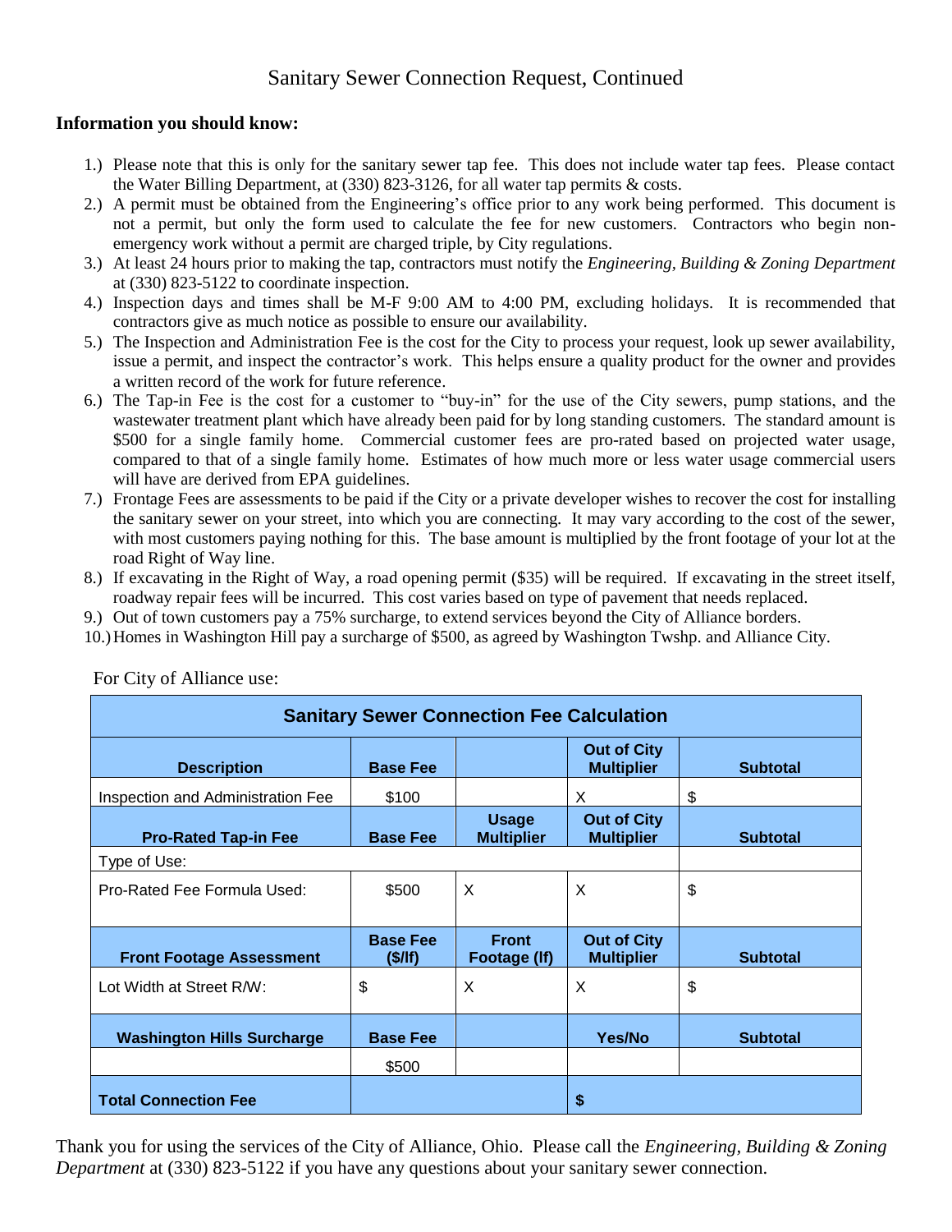# Sanitary Sewer Connection Request, Continued

**Information you should know:**

1.) Please note that this is only for the sanitary sewer tap fee. This does not include water tap fees. Please contact the Water Billing Department, at (330) 823-3126, for all water tap permits & costs.
2.) A permit must be obtained from the Engineering's office prior to any work being performed. This document is not a permit, but only the form used to calculate the fee for new customers. Contractors who begin non-emergency work without a permit are charged triple, by City regulations.
3.) At least 24 hours prior to making the tap, contractors must notify the *Engineering, Building & Zoning Department* at (330) 823-5122 to coordinate inspection.
4.) Inspection days and times shall be M-F 9:00 AM to 4:00 PM, excluding holidays. It is recommended that contractors give as much notice as possible to ensure our availability.
5.) The Inspection and Administration Fee is the cost for the City to process your request, look up sewer availability, issue a permit, and inspect the contractor's work. This helps ensure a quality product for the owner and provides a written record of the work for future reference.
6.) The Tap-in Fee is the cost for a customer to "buy-in" for the use of the City sewers, pump stations, and the wastewater treatment plant which have already been paid for by long standing customers. The standard amount is $500 for a single family home. Commercial customer fees are pro-rated based on projected water usage, compared to that of a single family home. Estimates of how much more or less water usage commercial users will have are derived from EPA guidelines.
7.) Frontage Fees are assessments to be paid if the City or a private developer wishes to recover the cost for installing the sanitary sewer on your street, into which you are connecting. It may vary according to the cost of the sewer, with most customers paying nothing for this. The base amount is multiplied by the front footage of your lot at the road Right of Way line.
8.) If excavating in the Right of Way, a road opening permit ($35) will be required. If excavating in the street itself, roadway repair fees will be incurred. This cost varies based on type of pavement that needs replaced.
9.) Out of town customers pay a 75% surcharge, to extend services beyond the City of Alliance borders.
10.) Homes in Washington Hill pay a surcharge of $500, as agreed by Washington Twshp. and Alliance City.

For City of Alliance use:

| **Sanitary Sewer Connection Fee Calculation** | | | | |
|---|---|---|---|---|
| **Description** | **Base Fee** | | **Out of City Multiplier** | **Subtotal** |
| Inspection and Administration Fee | $100 | | X | $ |
| **Pro-Rated Tap-in Fee** | **Base Fee** | **Usage Multiplier** | **Out of City Multiplier** | **Subtotal** |
| Type of Use: | | | | |
| Pro-Rated Fee Formula Used: | $500 | X | X | $ |
| **Front Footage Assessment** | **Base Fee ($/lf)** | **Front Footage (lf)** | **Out of City Multiplier** | **Subtotal** |
| Lot Width at Street R/W: | $ | X | X | $ |
| **Washington Hills Surcharge** | **Base Fee** | | **Yes/No** | **Subtotal** |
| | $500 | | | |
| **Total Connection Fee** | | | **$** | |

Thank you for using the services of the City of Alliance, Ohio. Please call the *Engineering, Building & Zoning Department* at (330) 823-5122 if you have any questions about your sanitary sewer connection.